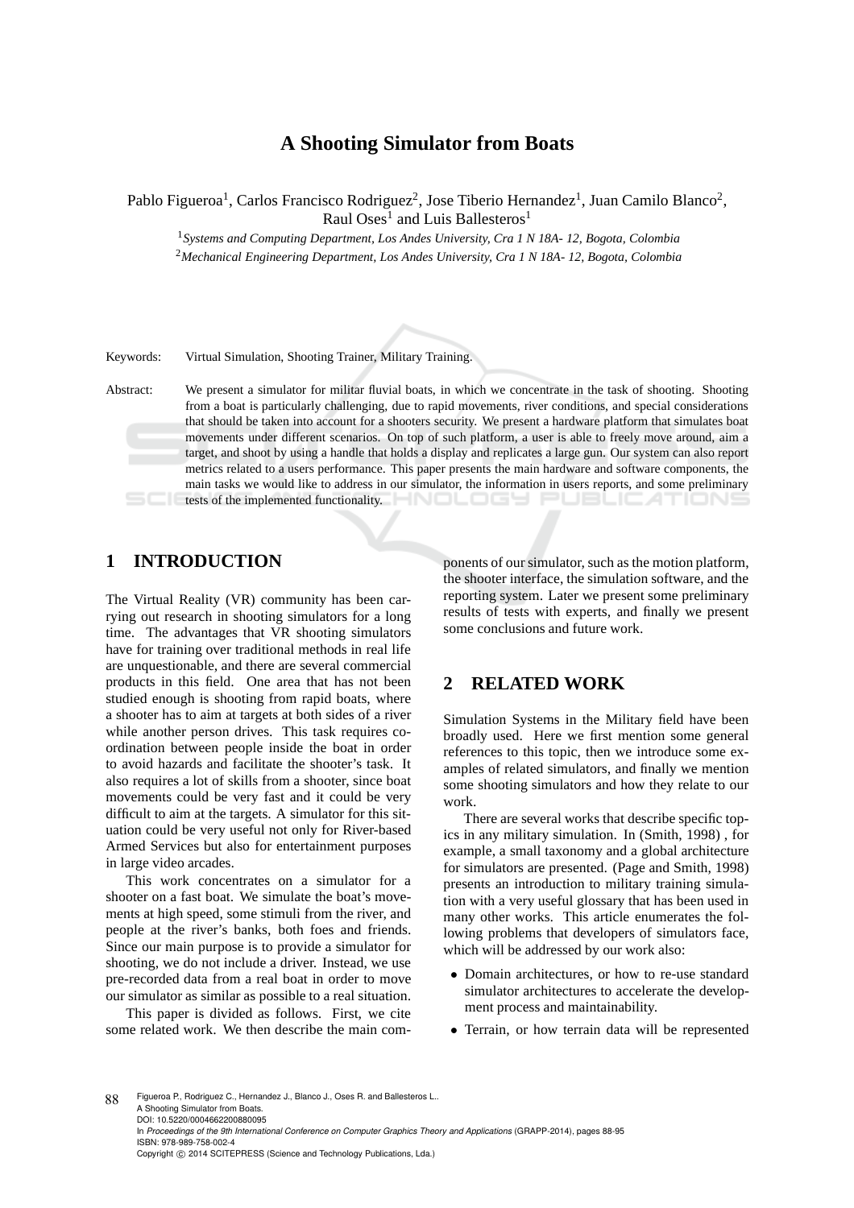# A Shooting Simulator from Boats

Pablo Figueroa[1], Carlos Francisco Rodriguez[2], Jose Tiberio Hernandez[1], Juan Camilo Blanco[2], Raul Oses[1] and Luis Ballesteros[1]

[1]*Systems and Computing Department, Los Andes University, Cra 1 N 18A- 12, Bogota, Colombia*

[2]*Mechanical Engineering Department, Los Andes University, Cra 1 N 18A- 12, Bogota, Colombia*

Keywords: Virtual Simulation, Shooting Trainer, Military Training.

Abstract: We present a simulator for militar fluvial boats, in which we concentrate in the task of shooting. Shooting from a boat is particularly challenging, due to rapid movements, river conditions, and special considerations that should be taken into account for a shooters security. We present a hardware platform that simulates boat movements under different scenarios. On top of such platform, a user is able to freely move around, aim a target, and shoot by using a handle that holds a display and replicates a large gun. Our system can also report metrics related to a users performance. This paper presents the main hardware and software components, the main tasks we would like to address in our simulator, the information in users reports, and some preliminary tests of the implemented functionality.

## 1 INTRODUCTION

The Virtual Reality (VR) community has been carrying out research in shooting simulators for a long time. The advantages that VR shooting simulators have for training over traditional methods in real life are unquestionable, and there are several commercial products in this field. One area that has not been studied enough is shooting from rapid boats, where a shooter has to aim at targets at both sides of a river while another person drives. This task requires coordination between people inside the boat in order to avoid hazards and facilitate the shooter's task. It also requires a lot of skills from a shooter, since boat movements could be very fast and it could be very difficult to aim at the targets. A simulator for this situation could be very useful not only for River-based Armed Services but also for entertainment purposes in large video arcades.

This work concentrates on a simulator for a shooter on a fast boat. We simulate the boat's movements at high speed, some stimuli from the river, and people at the river's banks, both foes and friends. Since our main purpose is to provide a simulator for shooting, we do not include a driver. Instead, we use pre-recorded data from a real boat in order to move our simulator as similar as possible to a real situation.

This paper is divided as follows. First, we cite some related work. We then describe the main components of our simulator, such as the motion platform, the shooter interface, the simulation software, and the reporting system. Later we present some preliminary results of tests with experts, and finally we present some conclusions and future work.

## 2 RELATED WORK

Simulation Systems in the Military field have been broadly used. Here we first mention some general references to this topic, then we introduce some examples of related simulators, and finally we mention some shooting simulators and how they relate to our work.

There are several works that describe specific topics in any military simulation. In (Smith, 1998) , for example, a small taxonomy and a global architecture for simulators are presented. (Page and Smith, 1998) presents an introduction to military training simulation with a very useful glossary that has been used in many other works. This article enumerates the following problems that developers of simulators face, which will be addressed by our work also:

- Domain architectures, or how to re-use standard simulator architectures to accelerate the development process and maintainability.
- Terrain, or how terrain data will be represented

Figueroa P., Rodriguez C., Hernandez J., Blanco J., Oses R. and Ballesteros L..
A Shooting Simulator from Boats.
DOI: 10.5220/0004662200880095
In *Proceedings of the 9th International Conference on Computer Graphics Theory and Applications* (GRAPP-2014), pages 88-95
ISBN: 978-989-758-002-4
Copyright © 2014 SCITEPRESS (Science and Technology Publications, Lda.)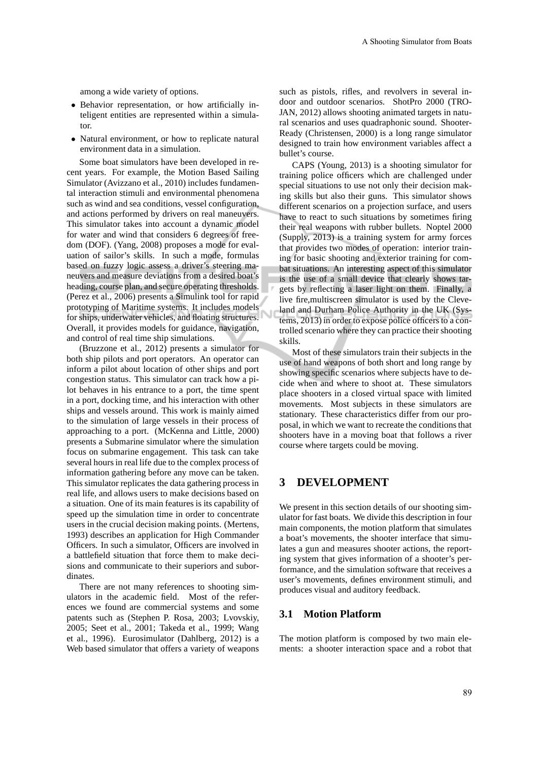among a wide variety of options.

- Behavior representation, or how artificially inteligent entities are represented within a simulator.
- Natural environment, or how to replicate natural environment data in a simulation.

Some boat simulators have been developed in recent years. For example, the Motion Based Sailing Simulator (Avizzano et al., 2010) includes fundamental interaction stimuli and environmental phenomena such as wind and sea conditions, vessel configuration, and actions performed by drivers on real maneuvers. This simulator takes into account a dynamic model for water and wind that considers 6 degrees of freedom (DOF). (Yang, 2008) proposes a mode for evaluation of sailor's skills. In such a mode, formulas based on fuzzy logic assess a driver's steering maneuvers and measure deviations from a desired boat's heading, course plan, and secure operating thresholds. (Perez et al., 2006) presents a Simulink tool for rapid prototyping of Maritime systems. It includes models for ships, underwater vehicles, and floating structures. Overall, it provides models for guidance, navigation, and control of real time ship simulations.

(Bruzzone et al., 2012) presents a simulator for both ship pilots and port operators. An operator can inform a pilot about location of other ships and port congestion status. This simulator can track how a pilot behaves in his entrance to a port, the time spent in a port, docking time, and his interaction with other ships and vessels around. This work is mainly aimed to the simulation of large vessels in their process of approaching to a port. (McKenna and Little, 2000) presents a Submarine simulator where the simulation focus on submarine engagement. This task can take several hours in real life due to the complex process of information gathering before any move can be taken. This simulator replicates the data gathering process in real life, and allows users to make decisions based on a situation. One of its main features is its capability of speed up the simulation time in order to concentrate users in the crucial decision making points. (Mertens, 1993) describes an application for High Commander Officers. In such a simulator, Officers are involved in a battlefield situation that force them to make decisions and communicate to their superiors and subordinates.

There are not many references to shooting simulators in the academic field. Most of the references we found are commercial systems and some patents such as (Stephen P. Rosa, 2003; Lvovskiy, 2005; Seet et al., 2001; Takeda et al., 1999; Wang et al., 1996). Eurosimulator (Dahlberg, 2012) is a Web based simulator that offers a variety of weapons such as pistols, rifles, and revolvers in several indoor and outdoor scenarios. ShotPro 2000 (TROJAN, 2012) allows shooting animated targets in natural scenarios and uses quadraphonic sound. ShooterReady (Christensen, 2000) is a long range simulator designed to train how environment variables affect a bullet's course.

CAPS (Young, 2013) is a shooting simulator for training police officers which are challenged under special situations to use not only their decision making skills but also their guns. This simulator shows different scenarios on a projection surface, and users have to react to such situations by sometimes firing their real weapons with rubber bullets. Noptel 2000 (Supply, 2013) is a training system for army forces that provides two modes of operation: interior training for basic shooting and exterior training for combat situations. An interesting aspect of this simulator is the use of a small device that clearly shows targets by reflecting a laser light on them. Finally, a live fire,multiscreen simulator is used by the Cleveland and Durham Police Authority in the UK (Systems, 2013) in order to expose police officers to a controlled scenario where they can practice their shooting skills.

Most of these simulators train their subjects in the use of hand weapons of both short and long range by showing specific scenarios where subjects have to decide when and where to shoot at. These simulators place shooters in a closed virtual space with limited movements. Most subjects in these simulators are stationary. These characteristics differ from our proposal, in which we want to recreate the conditions that shooters have in a moving boat that follows a river course where targets could be moving.

## 3 DEVELOPMENT

We present in this section details of our shooting simulator for fast boats. We divide this description in four main components, the motion platform that simulates a boat's movements, the shooter interface that simulates a gun and measures shooter actions, the reporting system that gives information of a shooter's performance, and the simulation software that receives a user's movements, defines environment stimuli, and produces visual and auditory feedback.

### 3.1 Motion Platform

The motion platform is composed by two main elements: a shooter interaction space and a robot that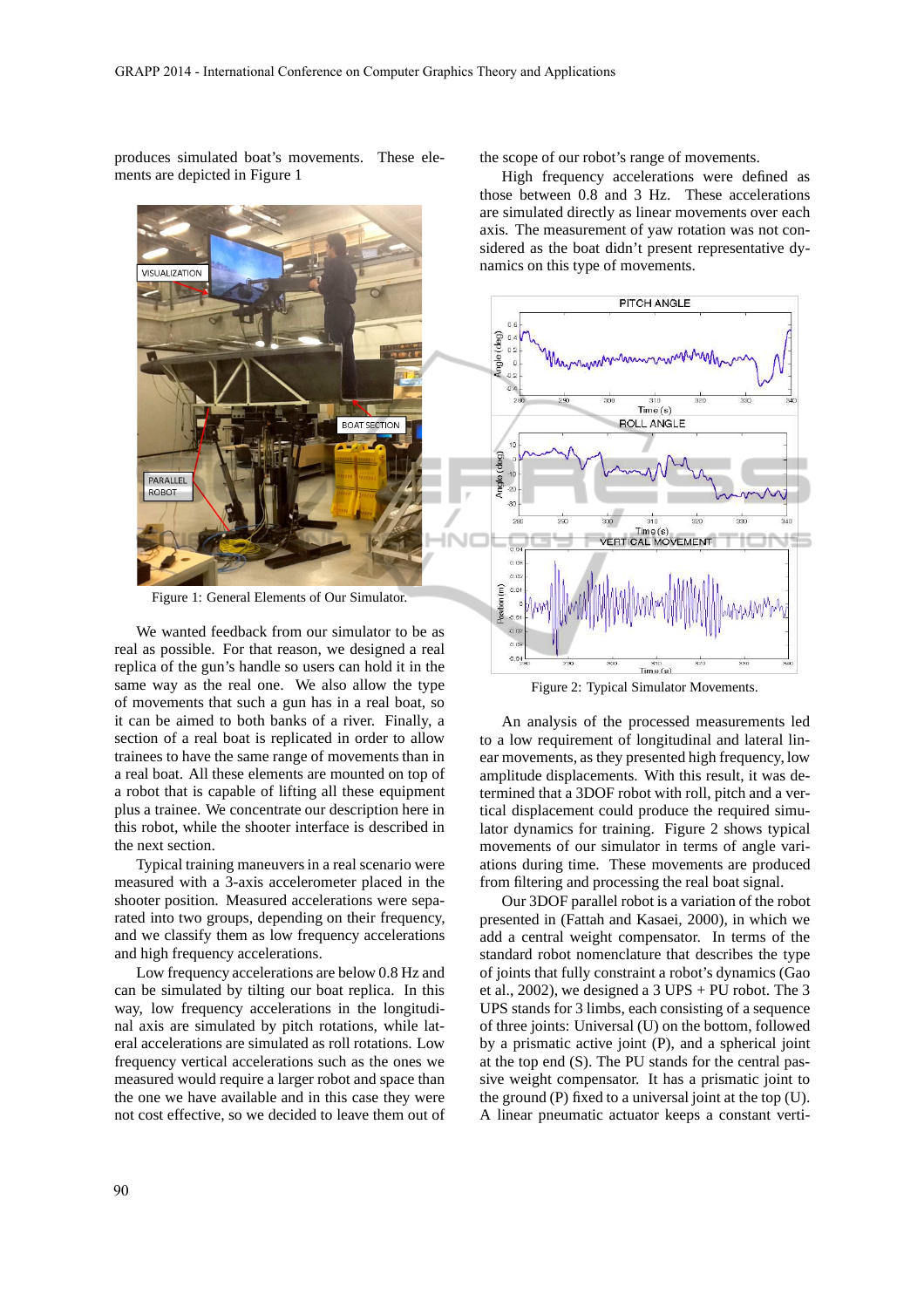produces simulated boat's movements. These elements are depicted in Figure 1

Figure 1: General Elements of Our Simulator.

We wanted feedback from our simulator to be as real as possible. For that reason, we designed a real replica of the gun's handle so users can hold it in the same way as the real one. We also allow the type of movements that such a gun has in a real boat, so it can be aimed to both banks of a river. Finally, a section of a real boat is replicated in order to allow trainees to have the same range of movements than in a real boat. All these elements are mounted on top of a robot that is capable of lifting all these equipment plus a trainee. We concentrate our description here in this robot, while the shooter interface is described in the next section.

Typical training maneuvers in a real scenario were measured with a 3-axis accelerometer placed in the shooter position. Measured accelerations were separated into two groups, depending on their frequency, and we classify them as low frequency accelerations and high frequency accelerations.

Low frequency accelerations are below 0.8 Hz and can be simulated by tilting our boat replica. In this way, low frequency accelerations in the longitudinal axis are simulated by pitch rotations, while lateral accelerations are simulated as roll rotations. Low frequency vertical accelerations such as the ones we measured would require a larger robot and space than the one we have available and in this case they were not cost effective, so we decided to leave them out of the scope of our robot's range of movements.

High frequency accelerations were defined as those between 0.8 and 3 Hz. These accelerations are simulated directly as linear movements over each axis. The measurement of yaw rotation was not considered as the boat didn't present representative dynamics on this type of movements.

Figure 2: Typical Simulator Movements.

An analysis of the processed measurements led to a low requirement of longitudinal and lateral linear movements, as they presented high frequency, low amplitude displacements. With this result, it was determined that a 3DOF robot with roll, pitch and a vertical displacement could produce the required simulator dynamics for training. Figure 2 shows typical movements of our simulator in terms of angle variations during time. These movements are produced from filtering and processing the real boat signal.

Our 3DOF parallel robot is a variation of the robot presented in (Fattah and Kasaei, 2000), in which we add a central weight compensator. In terms of the standard robot nomenclature that describes the type of joints that fully constraint a robot's dynamics (Gao et al., 2002), we designed a 3 UPS + PU robot. The 3 UPS stands for 3 limbs, each consisting of a sequence of three joints: Universal (U) on the bottom, followed by a prismatic active joint (P), and a spherical joint at the top end (S). The PU stands for the central passive weight compensator. It has a prismatic joint to the ground (P) fixed to a universal joint at the top (U). A linear pneumatic actuator keeps a constant verti-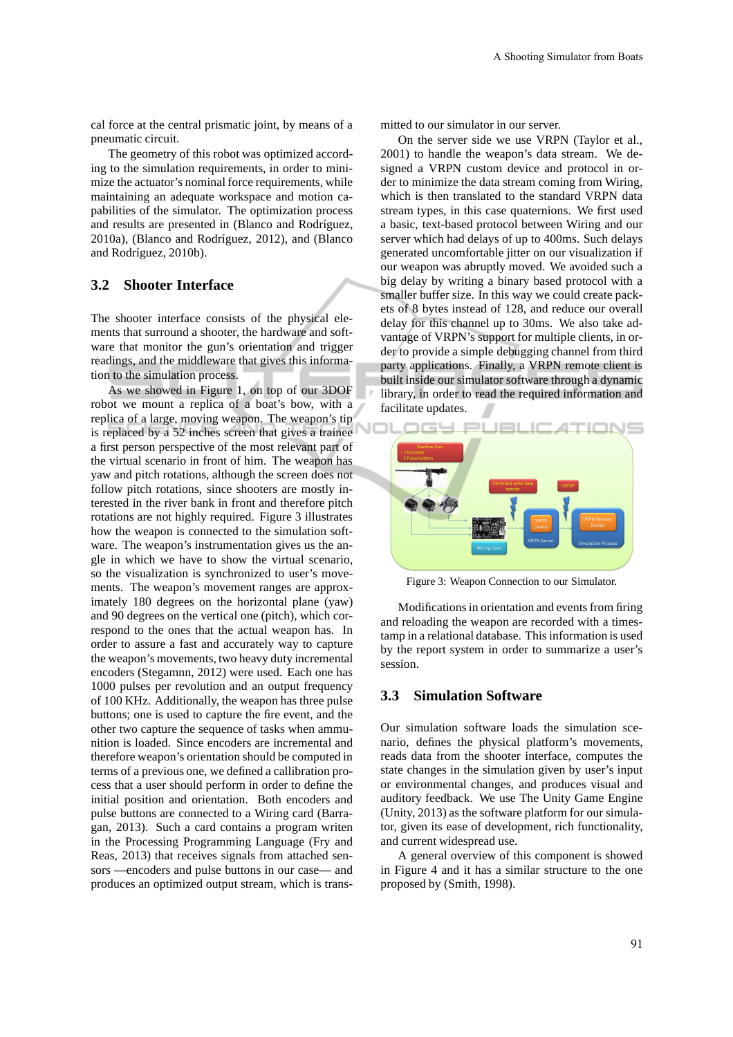cal force at the central prismatic joint, by means of a pneumatic circuit.

The geometry of this robot was optimized according to the simulation requirements, in order to minimize the actuator's nominal force requirements, while maintaining an adequate workspace and motion capabilities of the simulator. The optimization process and results are presented in (Blanco and Rodríguez, 2010a), (Blanco and Rodríguez, 2012), and (Blanco and Rodríguez, 2010b).

### 3.2 Shooter Interface

The shooter interface consists of the physical elements that surround a shooter, the hardware and software that monitor the gun's orientation and trigger readings, and the middleware that gives this information to the simulation process.

As we showed in Figure 1, on top of our 3DOF robot we mount a replica of a boat's bow, with a replica of a large, moving weapon. The weapon's tip is replaced by a 52 inches screen that gives a trainee a first person perspective of the most relevant part of the virtual scenario in front of him. The weapon has yaw and pitch rotations, although the screen does not follow pitch rotations, since shooters are mostly interested in the river bank in front and therefore pitch rotations are not highly required. Figure 3 illustrates how the weapon is connected to the simulation software. The weapon's instrumentation gives us the angle in which we have to show the virtual scenario, so the visualization is synchronized to user's movements. The weapon's movement ranges are approximately 180 degrees on the horizontal plane (yaw) and 90 degrees on the vertical one (pitch), which correspond to the ones that the actual weapon has. In order to assure a fast and accurately way to capture the weapon's movements, two heavy duty incremental encoders (Stegamnn, 2012) were used. Each one has 1000 pulses per revolution and an output frequency of 100 KHz. Additionally, the weapon has three pulse buttons; one is used to capture the fire event, and the other two capture the sequence of tasks when ammunition is loaded. Since encoders are incremental and therefore weapon's orientation should be computed in terms of a previous one, we defined a callibration process that a user should perform in order to define the initial position and orientation. Both encoders and pulse buttons are connected to a Wiring card (Barragan, 2013). Such a card contains a program writen in the Processing Programming Language (Fry and Reas, 2013) that receives signals from attached sensors —encoders and pulse buttons in our case— and produces an optimized output stream, which is transmitted to our simulator in our server.

On the server side we use VRPN (Taylor et al., 2001) to handle the weapon's data stream. We designed a VRPN custom device and protocol in order to minimize the data stream coming from Wiring, which is then translated to the standard VRPN data stream types, in this case quaternions. We first used a basic, text-based protocol between Wiring and our server which had delays of up to 400ms. Such delays generated uncomfortable jitter on our visualization if our weapon was abruptly moved. We avoided such a big delay by writing a binary based protocol with a smaller buffer size. In this way we could create packets of 8 bytes instead of 128, and reduce our overall delay for this channel up to 30ms. We also take advantage of VRPN's support for multiple clients, in order to provide a simple debugging channel from third party applications. Finally, a VRPN remote client is built inside our simulator software through a dynamic library, in order to read the required information and facilitate updates.

Figure 3: Weapon Connection to our Simulator.

Modifications in orientation and events from firing and reloading the weapon are recorded with a timestamp in a relational database. This information is used by the report system in order to summarize a user's session.

### 3.3 Simulation Software

Our simulation software loads the simulation scenario, defines the physical platform's movements, reads data from the shooter interface, computes the state changes in the simulation given by user's input or environmental changes, and produces visual and auditory feedback. We use The Unity Game Engine (Unity, 2013) as the software platform for our simulator, given its ease of development, rich functionality, and current widespread use.

A general overview of this component is showed in Figure 4 and it has a similar structure to the one proposed by (Smith, 1998).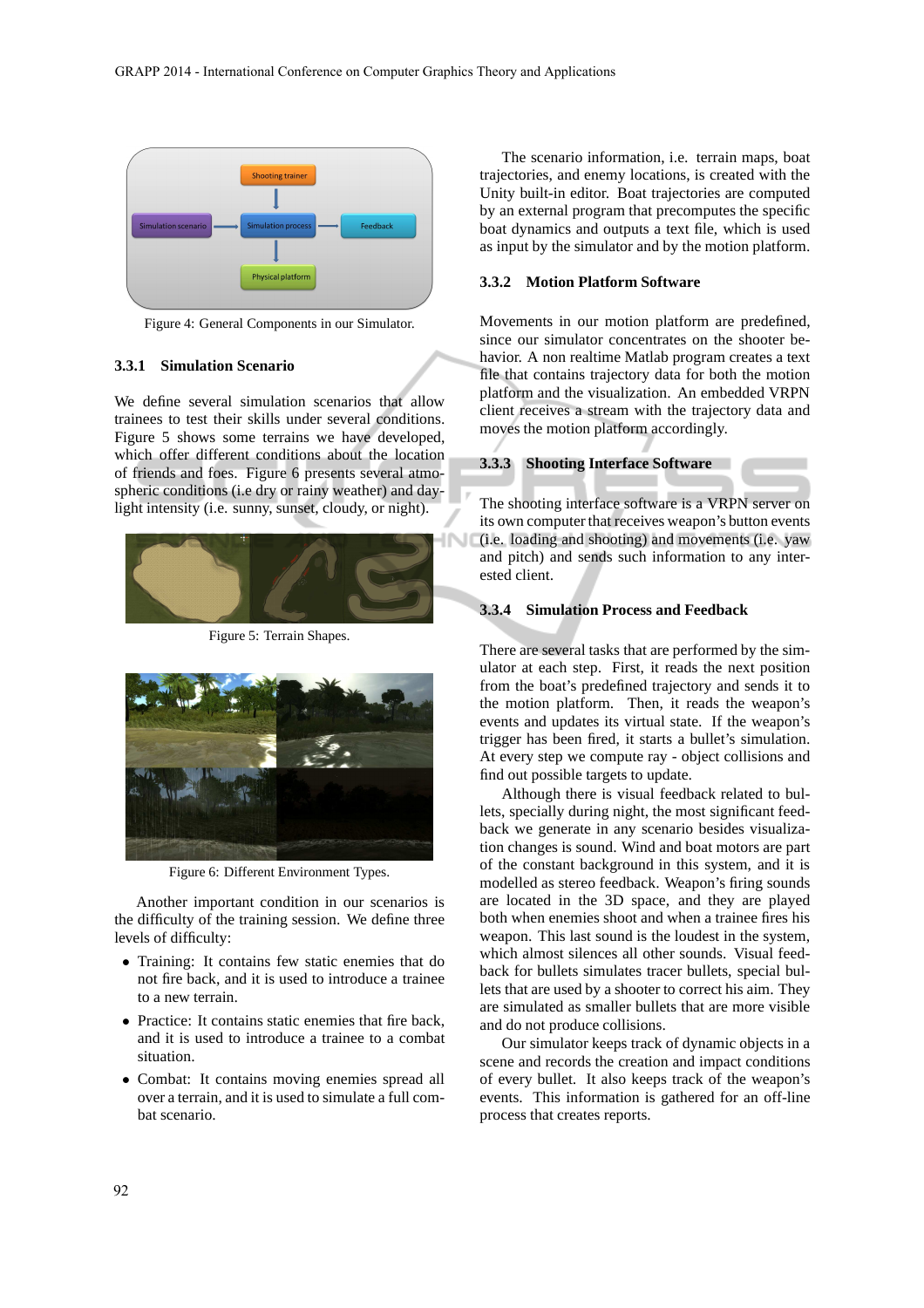Figure 4: General Components in our Simulator.

### 3.3.1 Simulation Scenario

We define several simulation scenarios that allow trainees to test their skills under several conditions. Figure 5 shows some terrains we have developed, which offer different conditions about the location of friends and foes. Figure 6 presents several atmospheric conditions (i.e dry or rainy weather) and daylight intensity (i.e. sunny, sunset, cloudy, or night).

Figure 5: Terrain Shapes.

Figure 6: Different Environment Types.

Another important condition in our scenarios is the difficulty of the training session. We define three levels of difficulty:

- Training: It contains few static enemies that do not fire back, and it is used to introduce a trainee to a new terrain.
- Practice: It contains static enemies that fire back, and it is used to introduce a trainee to a combat situation.
- Combat: It contains moving enemies spread all over a terrain, and it is used to simulate a full combat scenario.

The scenario information, i.e. terrain maps, boat trajectories, and enemy locations, is created with the Unity built-in editor. Boat trajectories are computed by an external program that precomputes the specific boat dynamics and outputs a text file, which is used as input by the simulator and by the motion platform.

### 3.3.2 Motion Platform Software

Movements in our motion platform are predefined, since our simulator concentrates on the shooter behavior. A non realtime Matlab program creates a text file that contains trajectory data for both the motion platform and the visualization. An embedded VRPN client receives a stream with the trajectory data and moves the motion platform accordingly.

### 3.3.3 Shooting Interface Software

The shooting interface software is a VRPN server on its own computer that receives weapon's button events (i.e. loading and shooting) and movements (i.e. yaw and pitch) and sends such information to any interested client.

### 3.3.4 Simulation Process and Feedback

There are several tasks that are performed by the simulator at each step. First, it reads the next position from the boat's predefined trajectory and sends it to the motion platform. Then, it reads the weapon's events and updates its virtual state. If the weapon's trigger has been fired, it starts a bullet's simulation. At every step we compute ray - object collisions and find out possible targets to update.

Although there is visual feedback related to bullets, specially during night, the most significant feedback we generate in any scenario besides visualization changes is sound. Wind and boat motors are part of the constant background in this system, and it is modelled as stereo feedback. Weapon's firing sounds are located in the 3D space, and they are played both when enemies shoot and when a trainee fires his weapon. This last sound is the loudest in the system, which almost silences all other sounds. Visual feedback for bullets simulates tracer bullets, special bullets that are used by a shooter to correct his aim. They are simulated as smaller bullets that are more visible and do not produce collisions.

Our simulator keeps track of dynamic objects in a scene and records the creation and impact conditions of every bullet. It also keeps track of the weapon's events. This information is gathered for an off-line process that creates reports.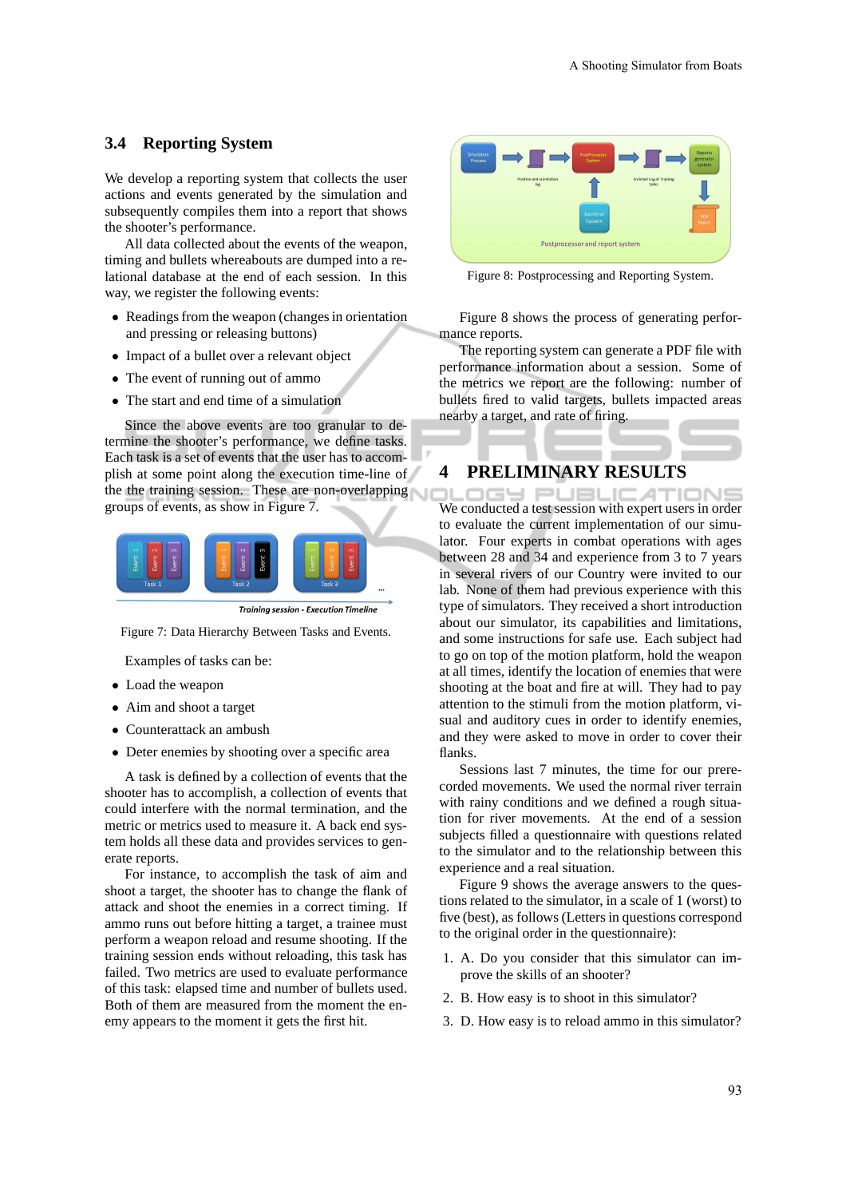### 3.4 Reporting System

We develop a reporting system that collects the user actions and events generated by the simulation and subsequently compiles them into a report that shows the shooter's performance.

All data collected about the events of the weapon, timing and bullets whereabouts are dumped into a relational database at the end of each session. In this way, we register the following events:

- Readings from the weapon (changes in orientation and pressing or releasing buttons)
- Impact of a bullet over a relevant object
- The event of running out of ammo
- The start and end time of a simulation

Since the above events are too granular to determine the shooter's performance, we define tasks. Each task is a set of events that the user has to accomplish at some point along the execution time-line of the the training session. These are non-overlapping groups of events, as show in Figure 7.

Figure 7: Data Hierarchy Between Tasks and Events.

Examples of tasks can be:

- Load the weapon
- Aim and shoot a target
- Counterattack an ambush
- Deter enemies by shooting over a specific area

A task is defined by a collection of events that the shooter has to accomplish, a collection of events that could interfere with the normal termination, and the metric or metrics used to measure it. A back end system holds all these data and provides services to generate reports.

For instance, to accomplish the task of aim and shoot a target, the shooter has to change the flank of attack and shoot the enemies in a correct timing. If ammo runs out before hitting a target, a trainee must perform a weapon reload and resume shooting. If the training session ends without reloading, this task has failed. Two metrics are used to evaluate performance of this task: elapsed time and number of bullets used. Both of them are measured from the moment the enemy appears to the moment it gets the first hit.

Figure 8: Postprocessing and Reporting System.

Figure 8 shows the process of generating performance reports.

The reporting system can generate a PDF file with performance information about a session. Some of the metrics we report are the following: number of bullets fired to valid targets, bullets impacted areas nearby a target, and rate of firing.

## 4 PRELIMINARY RESULTS

We conducted a test session with expert users in order to evaluate the current implementation of our simulator. Four experts in combat operations with ages between 28 and 34 and experience from 3 to 7 years in several rivers of our Country were invited to our lab. None of them had previous experience with this type of simulators. They received a short introduction about our simulator, its capabilities and limitations, and some instructions for safe use. Each subject had to go on top of the motion platform, hold the weapon at all times, identify the location of enemies that were shooting at the boat and fire at will. They had to pay attention to the stimuli from the motion platform, visual and auditory cues in order to identify enemies, and they were asked to move in order to cover their flanks.

Sessions last 7 minutes, the time for our prerecorded movements. We used the normal river terrain with rainy conditions and we defined a rough situation for river movements. At the end of a session subjects filled a questionnaire with questions related to the simulator and to the relationship between this experience and a real situation.

Figure 9 shows the average answers to the questions related to the simulator, in a scale of 1 (worst) to five (best), as follows (Letters in questions correspond to the original order in the questionnaire):

1. A. Do you consider that this simulator can improve the skills of an shooter?
2. B. How easy is to shoot in this simulator?
3. D. How easy is to reload ammo in this simulator?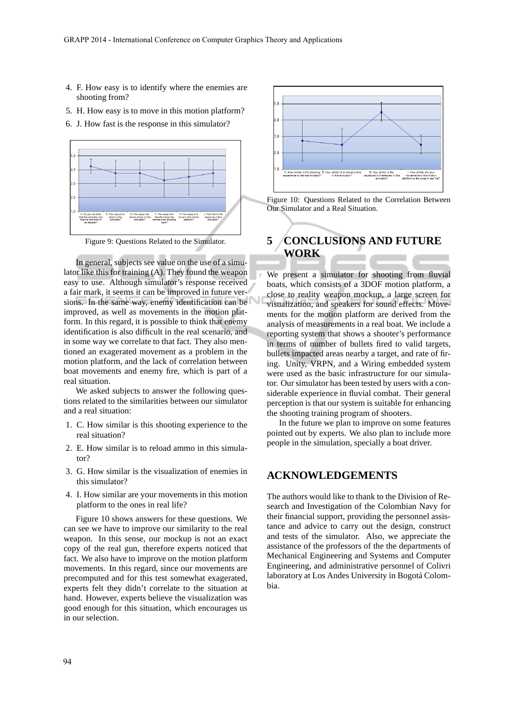4. F. How easy is to identify where the enemies are shooting from?
5. H. How easy is to move in this motion platform?
6. J. How fast is the response in this simulator?

Figure 9: Questions Related to the Simulator.

In general, subjects see value on the use of a simulator like this for training (A). They found the weapon easy to use. Although simulator's response received a fair mark, it seems it can be improved in future versions. In the same way, enemy identification can be improved, as well as movements in the motion platform. In this regard, it is possible to think that enemy identification is also difficult in the real scenario, and in some way we correlate to that fact. They also mentioned an exagerated movement as a problem in the motion platform, and the lack of correlation between boat movements and enemy fire, which is part of a real situation.

We asked subjects to answer the following questions related to the similarities between our simulator and a real situation:

1. C. How similar is this shooting experience to the real situation?
2. E. How similar is to reload ammo in this simulator?
3. G. How similar is the visualization of enemies in this simulator?
4. I. How similar are your movements in this motion platform to the ones in real life?

Figure 10 shows answers for these questions. We can see we have to improve our similarity to the real weapon. In this sense, our mockup is not an exact copy of the real gun, therefore experts noticed that fact. We also have to improve on the motion platform movements. In this regard, since our movements are precomputed and for this test somewhat exagerated, experts felt they didn't correlate to the situation at hand. However, experts believe the visualization was good enough for this situation, which encourages us in our selection.

Figure 10: Questions Related to the Correlation Between Our Simulator and a Real Situation.

## 5 CONCLUSIONS AND FUTURE WORK

We present a simulator for shooting from fluvial boats, which consists of a 3DOF motion platform, a close to reality weapon mockup, a large screen for visualization, and speakers for sound effects. Movements for the motion platform are derived from the analysis of measurements in a real boat. We include a reporting system that shows a shooter's performance in terms of number of bullets fired to valid targets, bullets impacted areas nearby a target, and rate of firing. Unity, VRPN, and a Wiring embedded system were used as the basic infrastructure for our simulator. Our simulator has been tested by users with a considerable experience in fluvial combat. Their general perception is that our system is suitable for enhancing the shooting training program of shooters.

In the future we plan to improve on some features pointed out by experts. We also plan to include more people in the simulation, specially a boat driver.

## ACKNOWLEDGEMENTS

The authors would like to thank to the Division of Research and Investigation of the Colombian Navy for their financial support, providing the personnel assistance and advice to carry out the design, construct and tests of the simulator. Also, we appreciate the assistance of the professors of the the departments of Mechanical Engineering and Systems and Computer Engineering, and administrative personnel of Colivri laboratory at Los Andes University in Bogotá Colombia.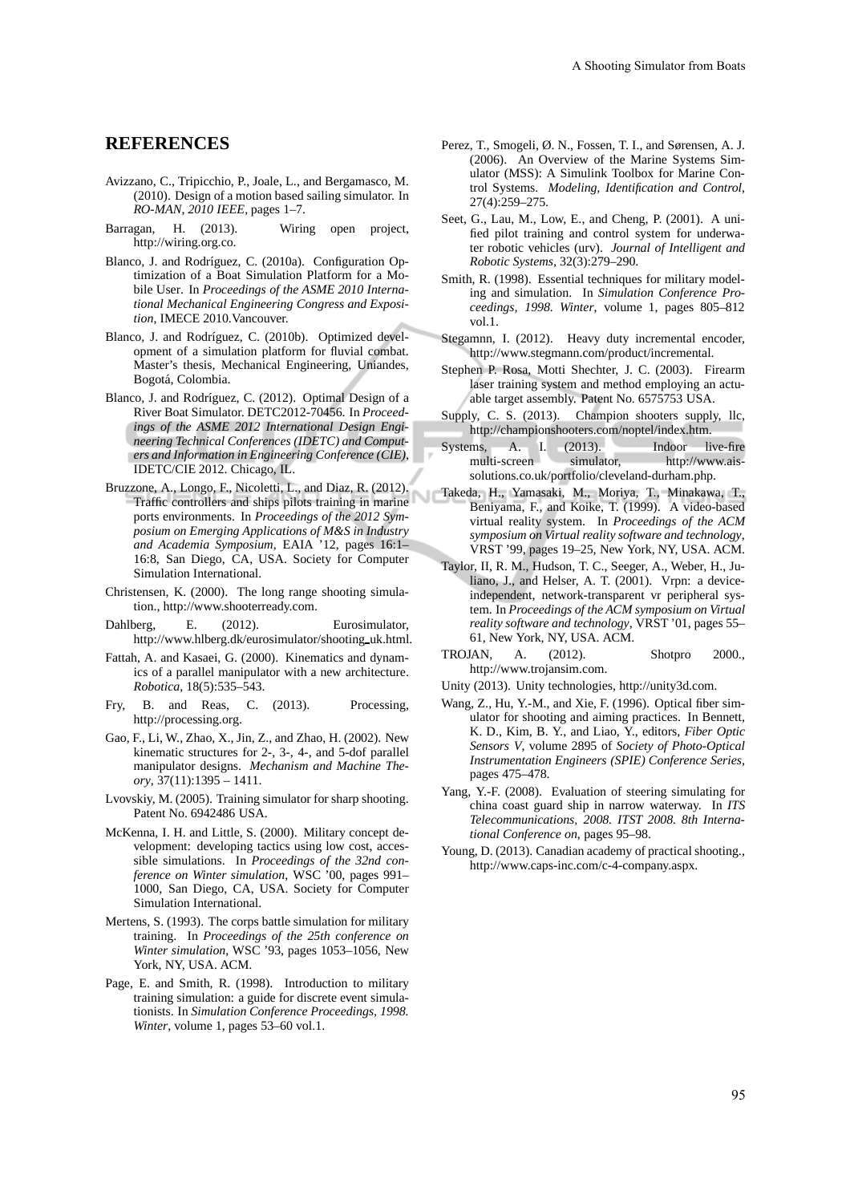## REFERENCES

Avizzano, C., Tripicchio, P., Joale, L., and Bergamasco, M. (2010). Design of a motion based sailing simulator. In *RO-MAN, 2010 IEEE*, pages 1–7.

Barragan, H. (2013). Wiring open project, http://wiring.org.co.

Blanco, J. and Rodríguez, C. (2010a). Configuration Optimization of a Boat Simulation Platform for a Mobile User. In *Proceedings of the ASME 2010 International Mechanical Engineering Congress and Exposition*, IMECE 2010.Vancouver.

Blanco, J. and Rodríguez, C. (2010b). Optimized development of a simulation platform for fluvial combat. Master's thesis, Mechanical Engineering, Uniandes, Bogotá, Colombia.

Blanco, J. and Rodríguez, C. (2012). Optimal Design of a River Boat Simulator. DETC2012-70456. In *Proceedings of the ASME 2012 International Design Engineering Technical Conferences (IDETC) and Computers and Information in Engineering Conference (CIE)*, IDETC/CIE 2012. Chicago, IL.

Bruzzone, A., Longo, F., Nicoletti, L., and Diaz, R. (2012). Traffic controllers and ships pilots training in marine ports environments. In *Proceedings of the 2012 Symposium on Emerging Applications of M&S in Industry and Academia Symposium*, EAIA '12, pages 16:1–16:8, San Diego, CA, USA. Society for Computer Simulation International.

Christensen, K. (2000). The long range shooting simulation., http://www.shooterready.com.

Dahlberg, E. (2012). Eurosimulator, http://www.hlberg.dk/eurosimulator/shooting_uk.html.

Fattah, A. and Kasaei, G. (2000). Kinematics and dynamics of a parallel manipulator with a new architecture. *Robotica*, 18(5):535–543.

Fry, B. and Reas, C. (2013). Processing, http://processing.org.

Gao, F., Li, W., Zhao, X., Jin, Z., and Zhao, H. (2002). New kinematic structures for 2-, 3-, 4-, and 5-dof parallel manipulator designs. *Mechanism and Machine Theory*, 37(11):1395 – 1411.

Lvovskiy, M. (2005). Training simulator for sharp shooting. Patent No. 6942486 USA.

McKenna, I. H. and Little, S. (2000). Military concept development: developing tactics using low cost, accessible simulations. In *Proceedings of the 32nd conference on Winter simulation*, WSC '00, pages 991–1000, San Diego, CA, USA. Society for Computer Simulation International.

Mertens, S. (1993). The corps battle simulation for military training. In *Proceedings of the 25th conference on Winter simulation*, WSC '93, pages 1053–1056, New York, NY, USA. ACM.

Page, E. and Smith, R. (1998). Introduction to military training simulation: a guide for discrete event simulationists. In *Simulation Conference Proceedings, 1998. Winter*, volume 1, pages 53–60 vol.1.

Perez, T., Smogeli, Ø. N., Fossen, T. I., and Sørensen, A. J. (2006). An Overview of the Marine Systems Simulator (MSS): A Simulink Toolbox for Marine Control Systems. *Modeling, Identification and Control*, 27(4):259–275.

Seet, G., Lau, M., Low, E., and Cheng, P. (2001). A unified pilot training and control system for underwater robotic vehicles (urv). *Journal of Intelligent and Robotic Systems*, 32(3):279–290.

Smith, R. (1998). Essential techniques for military modeling and simulation. In *Simulation Conference Proceedings, 1998. Winter*, volume 1, pages 805–812 vol.1.

Stegamnn, I. (2012). Heavy duty incremental encoder, http://www.stegmann.com/product/incremental.

Stephen P. Rosa, Motti Shechter, J. C. (2003). Firearm laser training system and method employing an actuable target assembly. Patent No. 6575753 USA.

Supply, C. S. (2013). Champion shooters supply, llc, http://championshooters.com/noptel/index.htm.

Systems, A. I. (2013). Indoor live-fire multi-screen simulator, http://www.ais-solutions.co.uk/portfolio/cleveland-durham.php.

Takeda, H., Yamasaki, M., Moriya, T., Minakawa, T., Beniyama, F., and Koike, T. (1999). A video-based virtual reality system. In *Proceedings of the ACM symposium on Virtual reality software and technology*, VRST '99, pages 19–25, New York, NY, USA. ACM.

Taylor, II, R. M., Hudson, T. C., Seeger, A., Weber, H., Juliano, J., and Helser, A. T. (2001). Vrpn: a device-independent, network-transparent vr peripheral system. In *Proceedings of the ACM symposium on Virtual reality software and technology*, VRST '01, pages 55–61, New York, NY, USA. ACM.

TROJAN, A. (2012). Shotpro 2000., http://www.trojansim.com.

Unity (2013). Unity technologies, http://unity3d.com.

Wang, Z., Hu, Y.-M., and Xie, F. (1996). Optical fiber simulator for shooting and aiming practices. In Bennett, K. D., Kim, B. Y., and Liao, Y., editors, *Fiber Optic Sensors V*, volume 2895 of *Society of Photo-Optical Instrumentation Engineers (SPIE) Conference Series*, pages 475–478.

Yang, Y.-F. (2008). Evaluation of steering simulating for china coast guard ship in narrow waterway. In *ITS Telecommunications, 2008. ITST 2008. 8th International Conference on*, pages 95–98.

Young, D. (2013). Canadian academy of practical shooting., http://www.caps-inc.com/c-4-company.aspx.